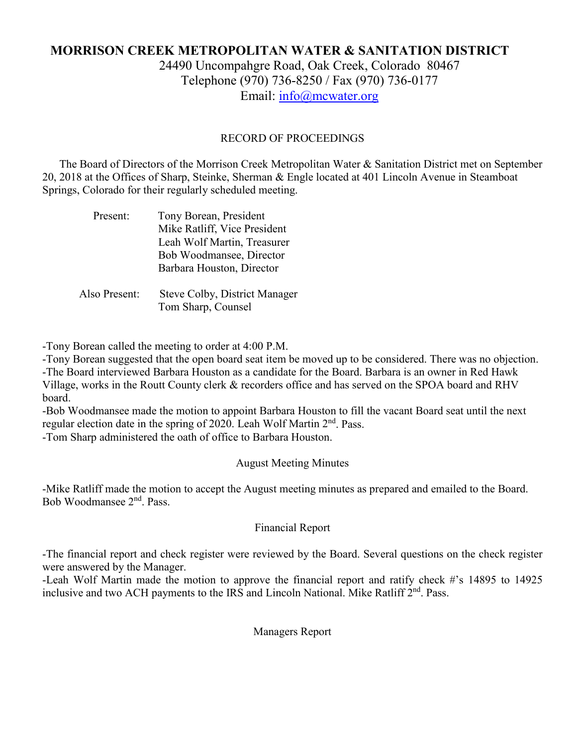# MORRISON CREEK METROPOLITAN WATER & SANITATION DISTRICT

24490 Uncompahgre Road, Oak Creek, Colorado 80467
Telephone (970) 736-8250 / Fax (970) 736-0177
Email: info@mcwater.org

RECORD OF PROCEEDINGS

The Board of Directors of the Morrison Creek Metropolitan Water & Sanitation District met on September 20, 2018 at the Offices of Sharp, Steinke, Sherman & Engle located at 401 Lincoln Avenue in Steamboat Springs, Colorado for their regularly scheduled meeting.

Present:
Tony Borean, President
Mike Ratliff, Vice President
Leah Wolf Martin, Treasurer
Bob Woodmansee, Director
Barbara Houston, Director

Also Present:
Steve Colby, District Manager
Tom Sharp, Counsel

-Tony Borean called the meeting to order at 4:00 P.M.
-Tony Borean suggested that the open board seat item be moved up to be considered. There was no objection.
-The Board interviewed Barbara Houston as a candidate for the Board. Barbara is an owner in Red Hawk Village, works in the Routt County clerk & recorders office and has served on the SPOA board and RHV board.
-Bob Woodmansee made the motion to appoint Barbara Houston to fill the vacant Board seat until the next regular election date in the spring of 2020. Leah Wolf Martin 2nd. Pass.
-Tom Sharp administered the oath of office to Barbara Houston.

## August Meeting Minutes

-Mike Ratliff made the motion to accept the August meeting minutes as prepared and emailed to the Board. Bob Woodmansee 2nd. Pass.

## Financial Report

-The financial report and check register were reviewed by the Board. Several questions on the check register were answered by the Manager.
-Leah Wolf Martin made the motion to approve the financial report and ratify check #'s 14895 to 14925 inclusive and two ACH payments to the IRS and Lincoln National. Mike Ratliff 2nd. Pass.

## Managers Report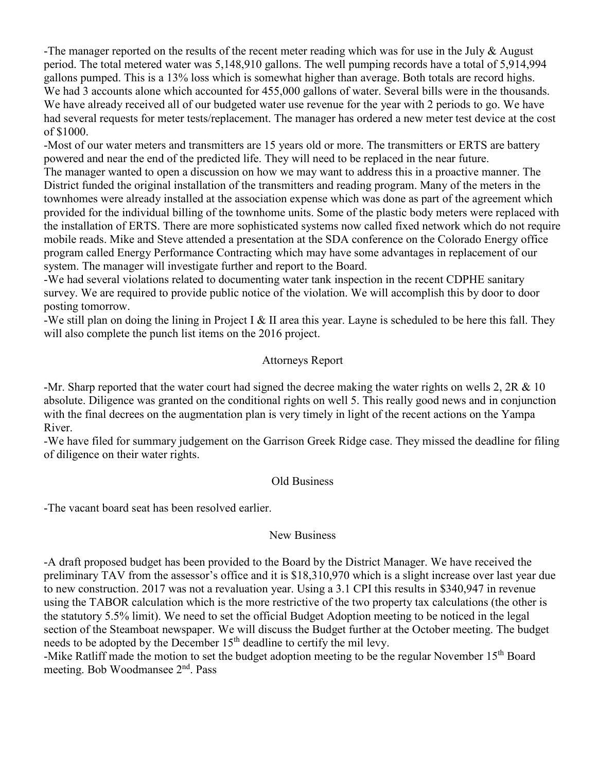-The manager reported on the results of the recent meter reading which was for use in the July & August period. The total metered water was 5,148,910 gallons. The well pumping records have a total of 5,914,994 gallons pumped. This is a 13% loss which is somewhat higher than average. Both totals are record highs. We had 3 accounts alone which accounted for 455,000 gallons of water. Several bills were in the thousands. We have already received all of our budgeted water use revenue for the year with 2 periods to go. We have had several requests for meter tests/replacement. The manager has ordered a new meter test device at the cost of $1000.

-Most of our water meters and transmitters are 15 years old or more. The transmitters or ERTS are battery powered and near the end of the predicted life. They will need to be replaced in the near future.
The manager wanted to open a discussion on how we may want to address this in a proactive manner. The District funded the original installation of the transmitters and reading program. Many of the meters in the townhomes were already installed at the association expense which was done as part of the agreement which provided for the individual billing of the townhome units. Some of the plastic body meters were replaced with the installation of ERTS. There are more sophisticated systems now called fixed network which do not require mobile reads. Mike and Steve attended a presentation at the SDA conference on the Colorado Energy office program called Energy Performance Contracting which may have some advantages in replacement of our system. The manager will investigate further and report to the Board.

-We had several violations related to documenting water tank inspection in the recent CDPHE sanitary survey. We are required to provide public notice of the violation. We will accomplish this by door to door posting tomorrow.

-We still plan on doing the lining in Project I & II area this year. Layne is scheduled to be here this fall. They will also complete the punch list items on the 2016 project.

## Attorneys Report

-Mr. Sharp reported that the water court had signed the decree making the water rights on wells 2, 2R & 10 absolute. Diligence was granted on the conditional rights on well 5. This really good news and in conjunction with the final decrees on the augmentation plan is very timely in light of the recent actions on the Yampa River.

-We have filed for summary judgement on the Garrison Greek Ridge case. They missed the deadline for filing of diligence on their water rights.

## Old Business

-The vacant board seat has been resolved earlier.

## New Business

-A draft proposed budget has been provided to the Board by the District Manager. We have received the preliminary TAV from the assessor's office and it is $18,310,970 which is a slight increase over last year due to new construction. 2017 was not a revaluation year. Using a 3.1 CPI this results in $340,947 in revenue using the TABOR calculation which is the more restrictive of the two property tax calculations (the other is the statutory 5.5% limit). We need to set the official Budget Adoption meeting to be noticed in the legal section of the Steamboat newspaper. We will discuss the Budget further at the October meeting. The budget needs to be adopted by the December 15th deadline to certify the mil levy.

-Mike Ratliff made the motion to set the budget adoption meeting to be the regular November 15th Board meeting. Bob Woodmansee 2nd. Pass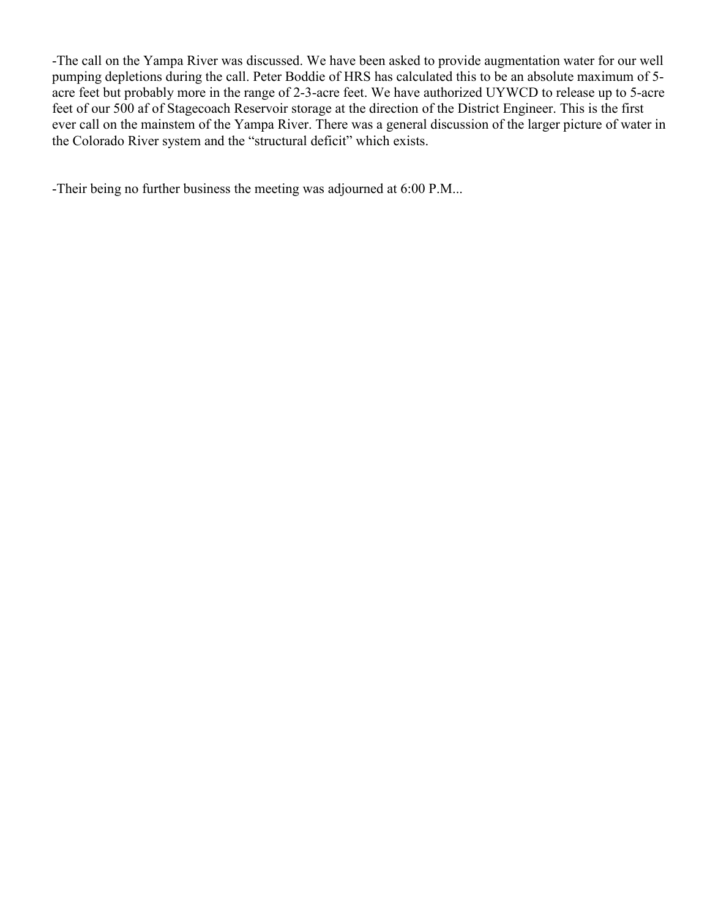-The call on the Yampa River was discussed. We have been asked to provide augmentation water for our well pumping depletions during the call. Peter Boddie of HRS has calculated this to be an absolute maximum of 5-acre feet but probably more in the range of 2-3-acre feet. We have authorized UYWCD to release up to 5-acre feet of our 500 af of Stagecoach Reservoir storage at the direction of the District Engineer. This is the first ever call on the mainstem of the Yampa River. There was a general discussion of the larger picture of water in the Colorado River system and the "structural deficit" which exists.

-Their being no further business the meeting was adjourned at 6:00 P.M...